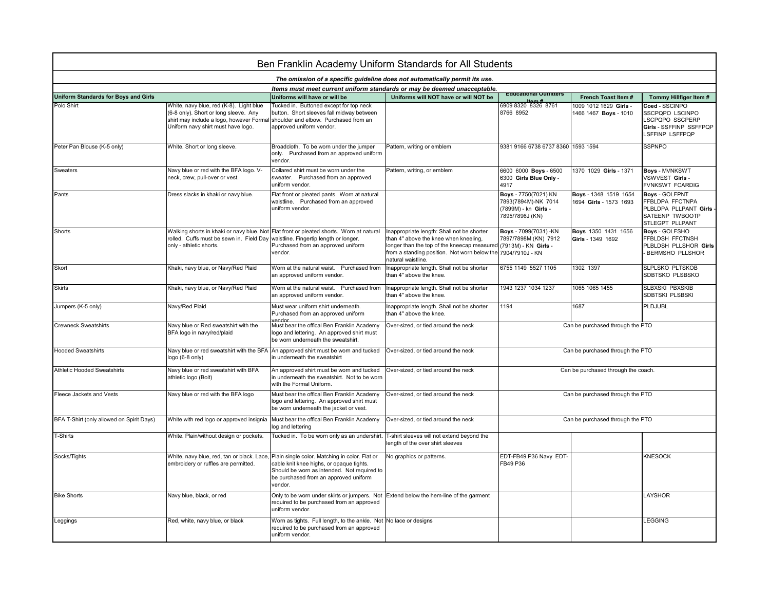# Ben Franklin Academy Uniform Standards for All Students

*The omission of a specific guideline does not automatically permit its use.*

*Items must meet current uniform standards or may be deemed unacceptable.*

| Uniform Standards for Boys and Girls | | Uniforms will have or will be | Uniforms will NOT have or will NOT be | Educational Outfitters Item # | French Toast Item # | Tommy Hillfiger Item # |
|---|---|---|---|---|---|---|
| Polo Shirt | White, navy blue, red (K-8). Light blue (6-8 only). Short or long sleeve. Any shirt may include a logo, however Formal Uniform navy shirt must have logo. | Tucked in. Buttoned except for top neck button. Short sleeves fall midway between shoulder and elbow. Purchased from an approved uniform vendor. | | 6909 8320 8326 8761 8766 8952 | 1009 1012 1629 **Girls** - 1466 1467 **Boys** - 1010 | **Coed** - SSCINPO SSCPQPO LSCINPO LSCPQPO SSCPERP **Girls** - SSFFINP SSFFPQP LSFFINP LSFFPQP |
| Peter Pan Blouse (K-5 only) | White. Short or long sleeve. | Broadcloth. To be worn under the jumper only. Purchased from an approved uniform vendor. | Pattern, writing or emblem | 9381 9166 6738 6737 8360 | 1593 1594 | SSPNPO |
| Sweaters | Navy blue or red with the BFA logo. V-neck, crew, pull-over or vest. | Collared shirt must be worn under the sweater. Purchased from an approved uniform vendor. | Pattern, writing, or emblem | 6600 6000 **Boys** - 6500 6300 **Girls Blue Only** - 4917 | 1370 1029 **Girls** - 1371 | **Boys** - MVNKSWT VSWVEST **Girls** - FVNKSWT FCARDIG |
| Pants | Dress slacks in khaki or navy blue. | Flat front or pleated pants. Worn at natural waistline. Purchased from the approved uniform vendor. | | **Boys** - 7750(7021) KN 7893(7894M)-NK 7014 (7899M) - kn **Girls** - 7895/7896J (KN) | **Boys** - 1348 1519 1654 1694 **Girls** - 1573 1693 | **Boys** - GOLFPNT FFBLDPA FFCTNPA PLBLDPA PLLPANT **Girls** - SATEENP TWBOOTP STLEGPT PLLPANT |
| Shorts | Walking shorts in khaki or navy blue. Not rolled. Cuffs must be sewn in. Field Day only - athletic shorts. | Flat front or pleated shorts. Worn at natural waistline. Fingertip length or longer. Purchased from an approved uniform vendor. | Inappropriate length: Shall not be shorter than 4" above the knee when kneeling, longer than the top of the kneecap measured from a standing position. Not worn below the natural waistline. | **Boys** - 7099(7031) -KN 7897/7898M (KN) 7912 (7913M) - KN **Girls** - 7904/7910J - KN | **Boys** 1350 1431 1656 **Girls** - 1349 1692 | **Boys** - GOLFSHO FFBLDSH FFCTNSH PLBLDSH PLLSHOR **Girls** - BERMSHO PLLSHOR |
| Skort | Khaki, navy blue, or Navy/Red Plaid | Worn at the natural waist. Purchased from an approved uniform vendor. | Inappropriate length. Shall not be shorter than 4" above the knee. | 6755 1149 5527 1105 | 1302 1397 | SLPLSKO PLTSKOB SDBTSKO PLSBSKO |
| Skirts | Khaki, navy blue, or Navy/Red Plaid | Worn at the natural waist. Purchased from an approved uniform vendor. | Inappropriate length. Shall not be shorter than 4" above the knee. | 1943 1237 1034 1237 | 1065 1065 1455 | SLBXSKI PBXSKIB SDBTSKI PLSBSKI |
| Jumpers (K-5 only) | Navy/Red Plaid | Must wear uniform shirt underneath. Purchased from an approved uniform vendor. | Inappropriate length. Shall not be shorter than 4" above the knee. | 1194 | 1687 | PLDJUBL |
| Crewneck Sweatshirts | Navy blue or Red sweatshirt with the BFA logo in navy/red/plaid | Must bear the offical Ben Franklin Academy logo and lettering. An approved shirt must be worn underneath the sweatshirt. | Over-sized, or tied around the neck | Can be purchased through the PTO | | |
| Hooded Sweatshirts | Navy blue or red sweatshirt with the BFA logo (6-8 only) | An approved shirt must be worn and tucked in underneath the sweatshirt | Over-sized, or tied around the neck | Can be purchased through the PTO | | |
| Athletic Hooded Sweatshirts | Navy blue or red sweatshirt with BFA athletic logo (Bolt) | An approved shirt must be worn and tucked in underneath the sweatshirt. Not to be worn with the Formal Uniform. | Over-sized, or tied around the neck | Can be purchased through the coach. | | |
| Fleece Jackets and Vests | Navy blue or red with the BFA logo | Must bear the offical Ben Franklin Academy logo and lettering. An approved shirt must be worn underneath the jacket or vest. | Over-sized, or tied around the neck | Can be purchased through the PTO | | |
| BFA T-Shirt (only allowed on Spirit Days) | White with red logo or approved insignia | Must bear the offical Ben Franklin Academy log and lettering | Over-sized, or tied around the neck | Can be purchased through the PTO | | |
| T-Shirts | White. Plain/without design or pockets. | Tucked in. To be worn only as an undershirt. | T-shirt sleeves will not extend beyond the length of the over shirt sleeves | | | |
| Socks/Tights | White, navy blue, red, tan or black. Lace, embroidery or ruffles are permitted. | Plain single color. Matching in color. Flat or cable knit knee highs, or opaque tights. Should be worn as intended. Not required to be purchased from an approved uniform vendor. | No graphics or patterns. | EDT-FB49 P36 Navy EDT-FB49 P36 | | KNESOCK |
| Bike Shorts | Navy blue, black, or red | Only to be worn under skirts or jumpers. Not required to be purchased from an approved uniform vendor. | Extend below the hem-line of the garment | | | LAYSHOR |
| Leggings | Red, white, navy blue, or black | Worn as tights. Full length, to the ankle. Not required to be purchased from an approved uniform vendor. | No lace or designs | | | LEGGING |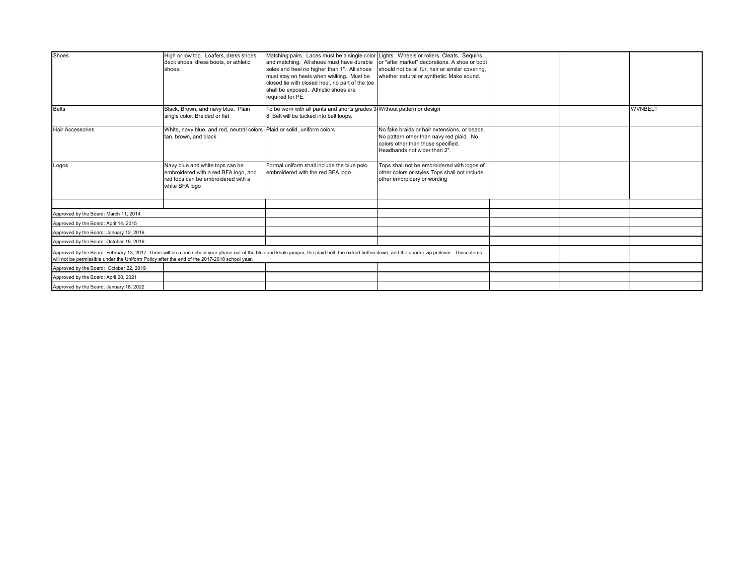| | | | | | | |
|---|---|---|---|---|---|---|
| Shoes | High or low top. Loafers, dress shoes, deck shoes, dress boots, or athletic shoes. | Matching pairs. Laces must be a single color and matching. All shoes must have durable soles and heel no higher than 1". All shoes must stay on heels when walking. Must be closed tie with closed heel, no part of the toe shall be exposed. Athletic shoes are required for PE. | Lights. Wheels or rollers. Cleats. Sequins or "after market" decorations. A shoe or boot should not be all fur, hair or similar covering, whether natural or synthetic. Make sound. | | | |
| Belts | Black, Brown, and navy blue. Plain single color. Braided or flat | To be worn with all pants and shorts grades 3-8. Belt will be tucked into belt loops. | Without pattern or design | | | WVNBELT |
| Hair Accessories | White, navy blue, and red, neutral colors tan, brown, and black | Plaid or solid, uniform colors | No fake braids or hair extensions, or beads. No pattern other than navy red plaid. No colors other than those specified. Headbands not wider than 2". | | | |
| Logos | Navy blue and white tops can be embroidered with a red BFA logo, and red tops can be embroidered with a white BFA logo | Formal uniform shall include the blue polo embroidered with the red BFA logo | Tops shall not be embroidered with logos of other colors or styles Tops shall not include other embroidery or wording | | | |
| | | | | | | |
| Approved by the Board: March 11, 2014 | | | | | | |
| Approved by the Board: April 14, 2015 | | | | | | |
| Approved by the Board: January 12, 2016 | | | | | | |
| Approved by the Board: October 18, 2016 | | | | | | |
| Approved by the Board: February 13, 2017 There will be a one school year phase-out of the blue and khaki jumper, the plaid belt, the oxford button down, and the quarter zip pullover. Those items will not be permissible under the Uniform Policy after the end of the 2017-2018 school year. | | | | | | |
| Approved by the Board: October 22, 2019 | | | | | | |
| Approved by the Board: April 20, 2021 | | | | | | |
| Approved by the Board: January 18, 2022 | | | | | | |